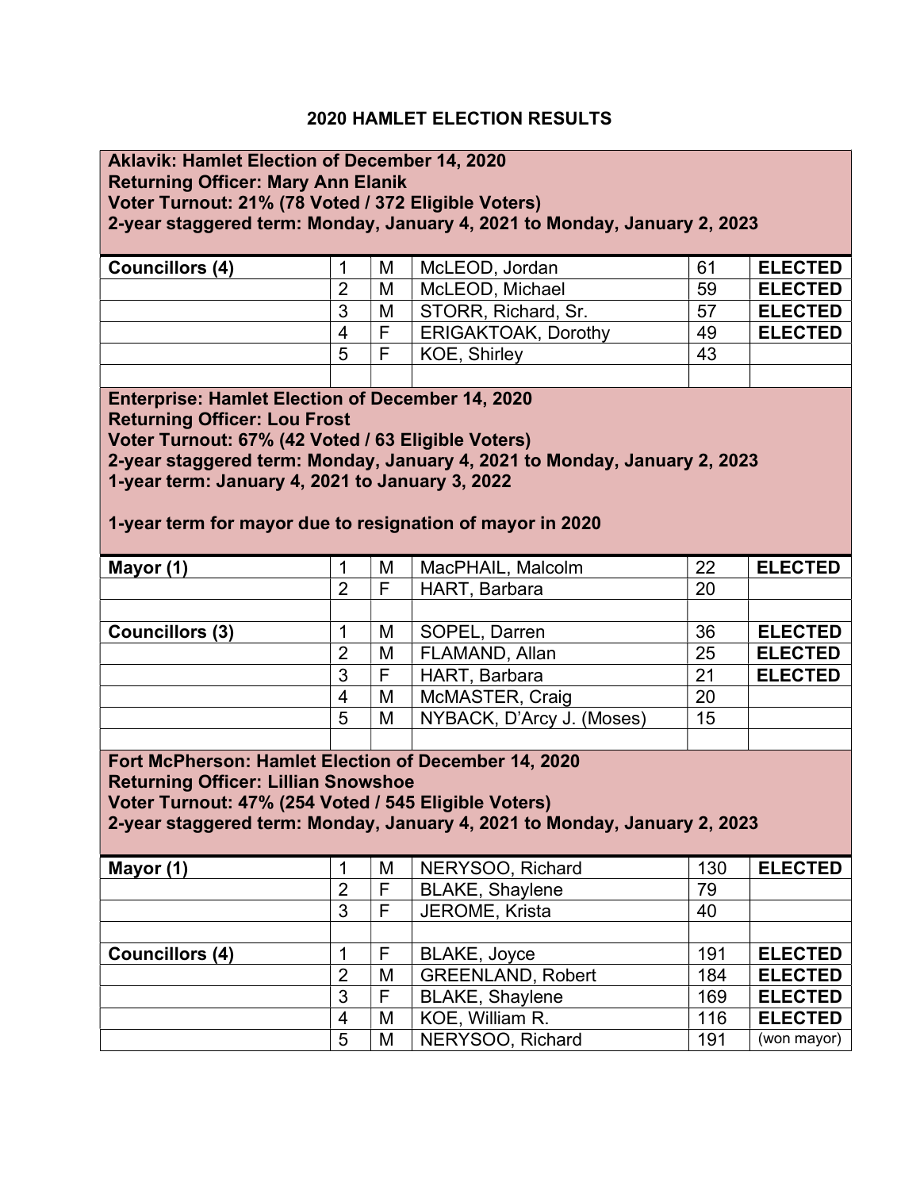# 2020 HAMLET ELECTION RESULTS

**Aklavik: Hamlet Election of December 14, 2020**
**Returning Officer: Mary Ann Elanik**
**Voter Turnout: 21% (78 Voted / 372 Eligible Voters)**
**2-year staggered term: Monday, January 4, 2021 to Monday, January 2, 2023**

| | | | | | |
|---|---|---|---|---|---|
| **Councillors (4)** | 1 | M | McLEOD, Jordan | 61 | **ELECTED** |
| | 2 | M | McLEOD, Michael | 59 | **ELECTED** |
| | 3 | M | STORR, Richard, Sr. | 57 | **ELECTED** |
| | 4 | F | ERIGAKTOAK, Dorothy | 49 | **ELECTED** |
| | 5 | F | KOE, Shirley | 43 | |

**Enterprise: Hamlet Election of December 14, 2020**
**Returning Officer: Lou Frost**
**Voter Turnout: 67% (42 Voted / 63 Eligible Voters)**
**2-year staggered term: Monday, January 4, 2021 to Monday, January 2, 2023**
**1-year term: January 4, 2021 to January 3, 2022**

**1-year term for mayor due to resignation of mayor in 2020**

| | | | | | |
|---|---|---|---|---|---|
| **Mayor (1)** | 1 | M | MacPHAIL, Malcolm | 22 | **ELECTED** |
| | 2 | F | HART, Barbara | 20 | |
| | | | | | |
| **Councillors (3)** | 1 | M | SOPEL, Darren | 36 | **ELECTED** |
| | 2 | M | FLAMAND, Allan | 25 | **ELECTED** |
| | 3 | F | HART, Barbara | 21 | **ELECTED** |
| | 4 | M | McMASTER, Craig | 20 | |
| | 5 | M | NYBACK, D'Arcy J. (Moses) | 15 | |

**Fort McPherson: Hamlet Election of December 14, 2020**
**Returning Officer: Lillian Snowshoe**
**Voter Turnout: 47% (254 Voted / 545 Eligible Voters)**
**2-year staggered term: Monday, January 4, 2021 to Monday, January 2, 2023**

| | | | | | |
|---|---|---|---|---|---|
| **Mayor (1)** | 1 | M | NERYSOO, Richard | 130 | **ELECTED** |
| | 2 | F | BLAKE, Shaylene | 79 | |
| | 3 | F | JEROME, Krista | 40 | |
| | | | | | |
| **Councillors (4)** | 1 | F | BLAKE, Joyce | 191 | **ELECTED** |
| | 2 | M | GREENLAND, Robert | 184 | **ELECTED** |
| | 3 | F | BLAKE, Shaylene | 169 | **ELECTED** |
| | 4 | M | KOE, William R. | 116 | **ELECTED** |
| | 5 | M | NERYSOO, Richard | 191 | (won mayor) |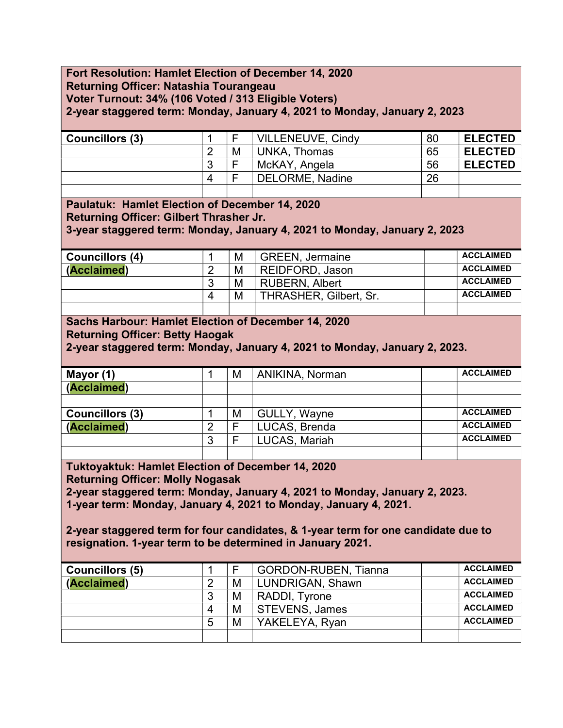**Fort Resolution: Hamlet Election of December 14, 2020**
**Returning Officer: Natashia Tourangeau**
**Voter Turnout: 34% (106 Voted / 313 Eligible Voters)**
**2-year staggered term: Monday, January 4, 2021 to Monday, January 2, 2023**

| | | | | | |
|---|---|---|---|---|---|
| **Councillors (3)** | 1 | F | VILLENEUVE, Cindy | 80 | **ELECTED** |
| | 2 | M | UNKA, Thomas | 65 | **ELECTED** |
| | 3 | F | McKAY, Angela | 56 | **ELECTED** |
| | 4 | F | DELORME, Nadine | 26 | |

**Paulatuk: Hamlet Election of December 14, 2020**
**Returning Officer: Gilbert Thrasher Jr.**
**3-year staggered term: Monday, January 4, 2021 to Monday, January 2, 2023**

| | | | | | |
|---|---|---|---|---|---|
| **Councillors (4)** | 1 | M | GREEN, Jermaine | | **ACCLAIMED** |
| **(Acclaimed)** | 2 | M | REIDFORD, Jason | | **ACCLAIMED** |
| | 3 | M | RUBERN, Albert | | **ACCLAIMED** |
| | 4 | M | THRASHER, Gilbert, Sr. | | **ACCLAIMED** |

**Sachs Harbour: Hamlet Election of December 14, 2020**
**Returning Officer: Betty Haogak**
**2-year staggered term: Monday, January 4, 2021 to Monday, January 2, 2023.**

| | | | | | |
|---|---|---|---|---|---|
| **Mayor (1)** | 1 | M | ANIKINA, Norman | | **ACCLAIMED** |
| **(Acclaimed)** | | | | | |
| | | | | | |
| **Councillors (3)** | 1 | M | GULLY, Wayne | | **ACCLAIMED** |
| **(Acclaimed)** | 2 | F | LUCAS, Brenda | | **ACCLAIMED** |
| | 3 | F | LUCAS, Mariah | | **ACCLAIMED** |

**Tuktoyaktuk: Hamlet Election of December 14, 2020**
**Returning Officer: Molly Nogasak**
**2-year staggered term: Monday, January 4, 2021 to Monday, January 2, 2023.**
**1-year term: Monday, January 4, 2021 to Monday, January 4, 2021.**

**2-year staggered term for four candidates, & 1-year term for one candidate due to resignation. 1-year term to be determined in January 2021.**

| | | | | | |
|---|---|---|---|---|---|
| **Councillors (5)** | 1 | F | GORDON-RUBEN, Tianna | | **ACCLAIMED** |
| **(Acclaimed)** | 2 | M | LUNDRIGAN, Shawn | | **ACCLAIMED** |
| | 3 | M | RADDI, Tyrone | | **ACCLAIMED** |
| | 4 | M | STEVENS, James | | **ACCLAIMED** |
| | 5 | M | YAKELEYA, Ryan | | **ACCLAIMED** |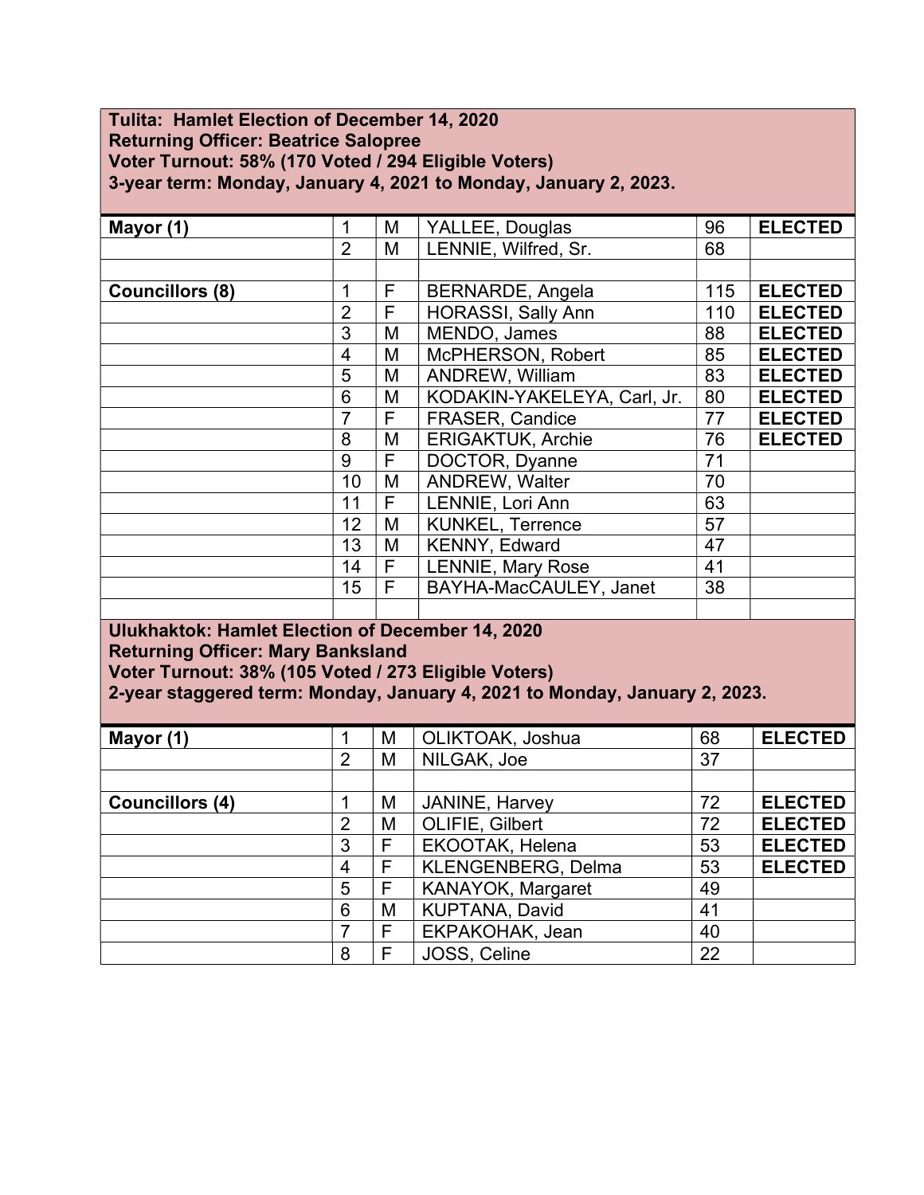**Tulita: Hamlet Election of December 14, 2020**
**Returning Officer: Beatrice Salopree**
**Voter Turnout: 58% (170 Voted / 294 Eligible Voters)**
**3-year term: Monday, January 4, 2021 to Monday, January 2, 2023.**

| | | | | | |
|---|---|---|---|---|---|
| **Mayor (1)** | 1 | M | YALLEE, Douglas | 96 | **ELECTED** |
| | 2 | M | LENNIE, Wilfred, Sr. | 68 | |
| | | | | | |
| **Councillors (8)** | 1 | F | BERNARDE, Angela | 115 | **ELECTED** |
| | 2 | F | HORASSI, Sally Ann | 110 | **ELECTED** |
| | 3 | M | MENDO, James | 88 | **ELECTED** |
| | 4 | M | McPHERSON, Robert | 85 | **ELECTED** |
| | 5 | M | ANDREW, William | 83 | **ELECTED** |
| | 6 | M | KODAKIN-YAKELEYA, Carl, Jr. | 80 | **ELECTED** |
| | 7 | F | FRASER, Candice | 77 | **ELECTED** |
| | 8 | M | ERIGAKTUK, Archie | 76 | **ELECTED** |
| | 9 | F | DOCTOR, Dyanne | 71 | |
| | 10 | M | ANDREW, Walter | 70 | |
| | 11 | F | LENNIE, Lori Ann | 63 | |
| | 12 | M | KUNKEL, Terrence | 57 | |
| | 13 | M | KENNY, Edward | 47 | |
| | 14 | F | LENNIE, Mary Rose | 41 | |
| | 15 | F | BAYHA-MacCAULEY, Janet | 38 | |

**Ulukhaktok: Hamlet Election of December 14, 2020**
**Returning Officer: Mary Banksland**
**Voter Turnout: 38% (105 Voted / 273 Eligible Voters)**
**2-year staggered term: Monday, January 4, 2021 to Monday, January 2, 2023.**

| | | | | | |
|---|---|---|---|---|---|
| **Mayor (1)** | 1 | M | OLIKTOAK, Joshua | 68 | **ELECTED** |
| | 2 | M | NILGAK, Joe | 37 | |
| | | | | | |
| **Councillors (4)** | 1 | M | JANINE, Harvey | 72 | **ELECTED** |
| | 2 | M | OLIFIE, Gilbert | 72 | **ELECTED** |
| | 3 | F | EKOOTAK, Helena | 53 | **ELECTED** |
| | 4 | F | KLENGENBERG, Delma | 53 | **ELECTED** |
| | 5 | F | KANAYOK, Margaret | 49 | |
| | 6 | M | KUPTANA, David | 41 | |
| | 7 | F | EKPAKOHAK, Jean | 40 | |
| | 8 | F | JOSS, Celine | 22 | |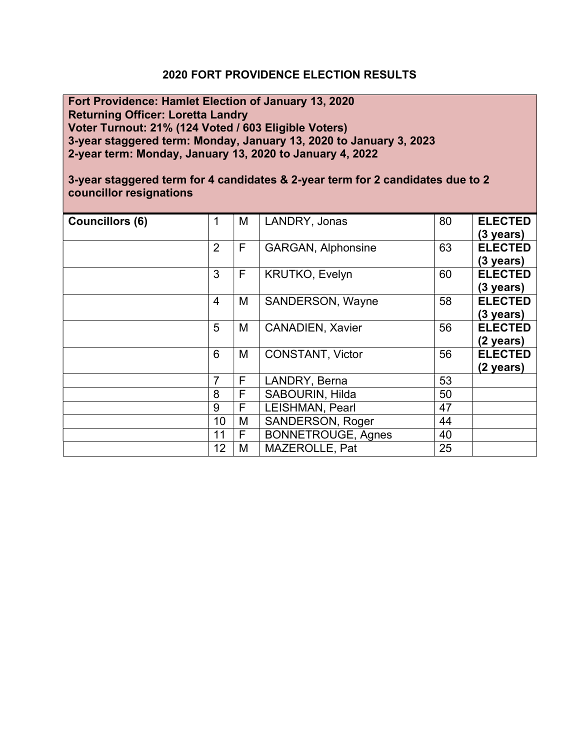## 2020 FORT PROVIDENCE ELECTION RESULTS

**Fort Providence: Hamlet Election of January 13, 2020**
**Returning Officer: Loretta Landry**
**Voter Turnout: 21% (124 Voted / 603 Eligible Voters)**
**3-year staggered term: Monday, January 13, 2020 to January 3, 2023**
**2-year term: Monday, January 13, 2020 to January 4, 2022**

**3-year staggered term for 4 candidates & 2-year term for 2 candidates due to 2 councillor resignations**

| | | | | | |
|---|---|---|---|---|---|
| **Councillors (6)** | 1 | M | LANDRY, Jonas | 80 | **ELECTED (3 years)** |
| | 2 | F | GARGAN, Alphonsine | 63 | **ELECTED (3 years)** |
| | 3 | F | KRUTKO, Evelyn | 60 | **ELECTED (3 years)** |
| | 4 | M | SANDERSON, Wayne | 58 | **ELECTED (3 years)** |
| | 5 | M | CANADIEN, Xavier | 56 | **ELECTED (2 years)** |
| | 6 | M | CONSTANT, Victor | 56 | **ELECTED (2 years)** |
| | 7 | F | LANDRY, Berna | 53 | |
| | 8 | F | SABOURIN, Hilda | 50 | |
| | 9 | F | LEISHMAN, Pearl | 47 | |
| | 10 | M | SANDERSON, Roger | 44 | |
| | 11 | F | BONNETROUGE, Agnes | 40 | |
| | 12 | M | MAZEROLLE, Pat | 25 | |